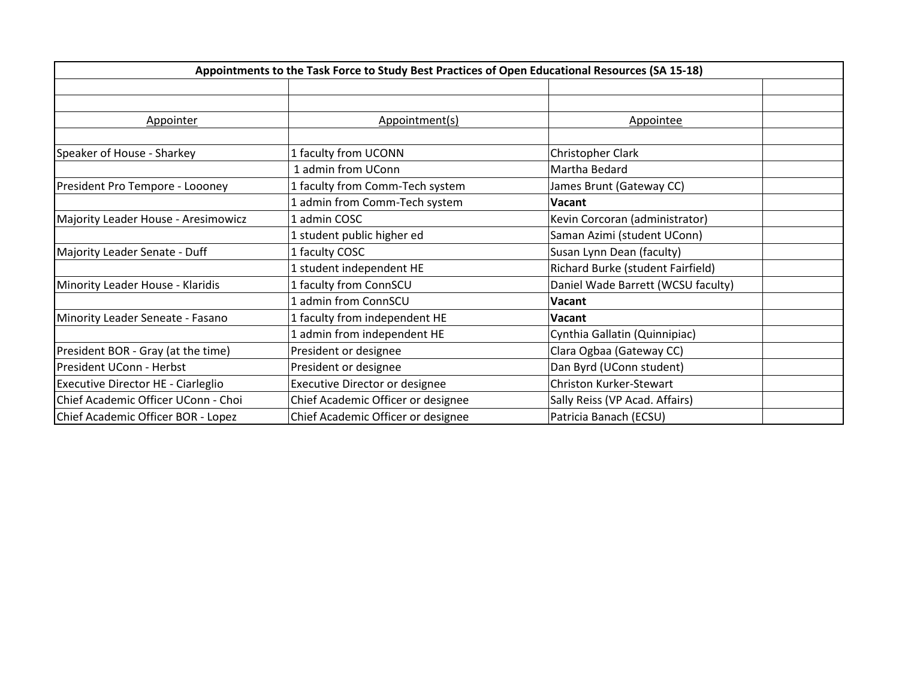| Appointments to the Task Force to Study Best Practices of Open Educational Resources (SA 15-18) | | | |
|---|---|---|---|
| | | | |
| | | | |
| Appointer | Appointment(s) | Appointee | |
| | | | |
| Speaker of House - Sharkey | 1 faculty from UCONN | Christopher Clark | |
| | 1 admin from UConn | Martha Bedard | |
| President Pro Tempore - Loooney | 1 faculty from Comm-Tech system | James Brunt (Gateway CC) | |
| | 1 admin from Comm-Tech system | **Vacant** | |
| Majority Leader House - Aresimowicz | 1 admin COSC | Kevin Corcoran (administrator) | |
| | 1 student public higher ed | Saman Azimi (student UConn) | |
| Majority Leader Senate - Duff | 1 faculty COSC | Susan Lynn Dean (faculty) | |
| | 1 student independent HE | Richard Burke (student Fairfield) | |
| Minority Leader House - Klaridis | 1 faculty from ConnSCU | Daniel Wade Barrett (WCSU faculty) | |
| | 1 admin from ConnSCU | **Vacant** | |
| Minority Leader Seneate - Fasano | 1 faculty from independent HE | **Vacant** | |
| | 1 admin from independent HE | Cynthia Gallatin (Quinnipiac) | |
| President BOR - Gray (at the time) | President or designee | Clara Ogbaa (Gateway CC) | |
| President UConn - Herbst | President or designee | Dan Byrd (UConn student) | |
| Executive Director HE - Ciarleglio | Executive Director or designee | Christon Kurker-Stewart | |
| Chief Academic Officer UConn - Choi | Chief Academic Officer or designee | Sally Reiss (VP Acad. Affairs) | |
| Chief Academic Officer BOR - Lopez | Chief Academic Officer or designee | Patricia Banach (ECSU) | |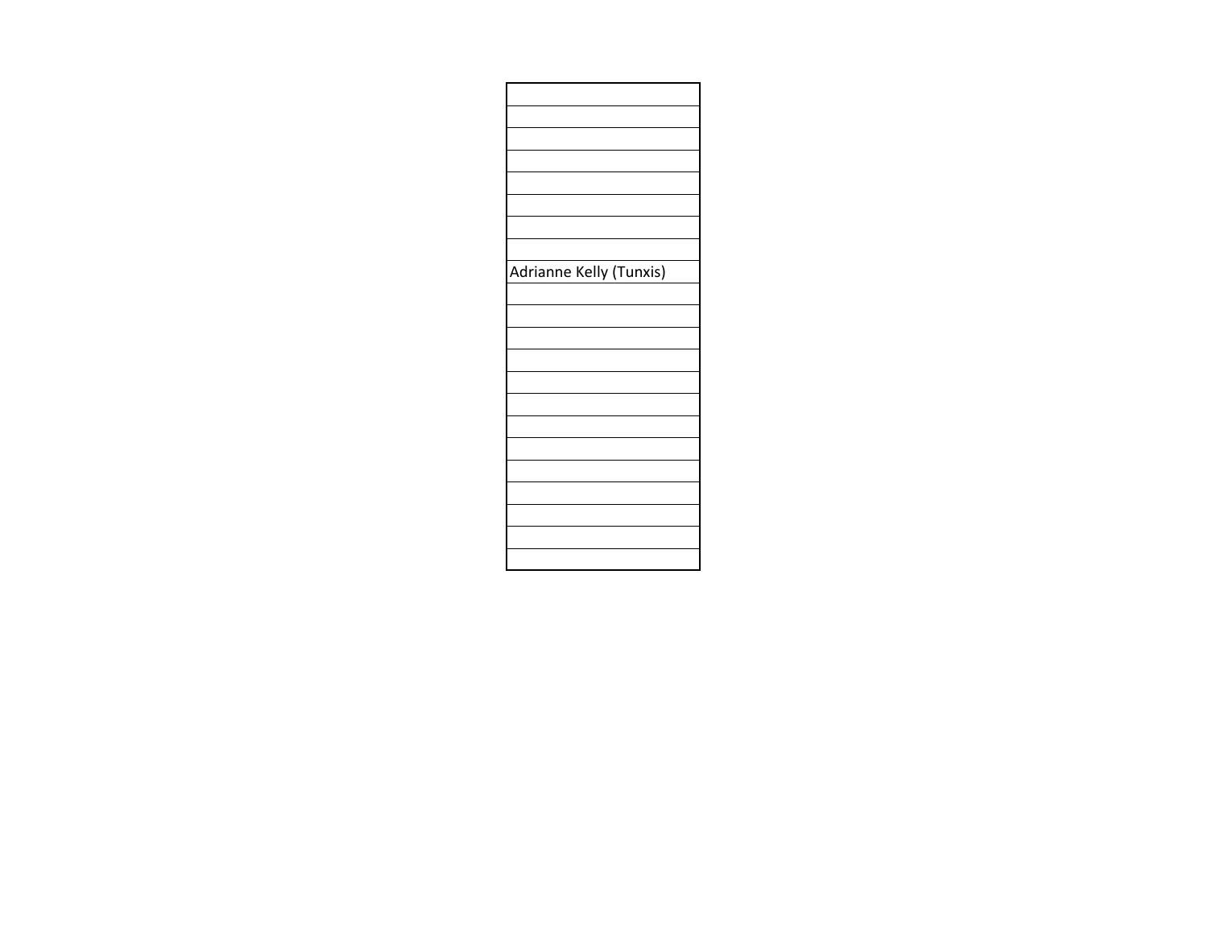| |
|---|
| |
| |
| |
| |
| |
| |
| |
| Adrianne Kelly (Tunxis) |
| |
| |
| |
| |
| |
| |
| |
| |
| |
| |
| |
| |
| |